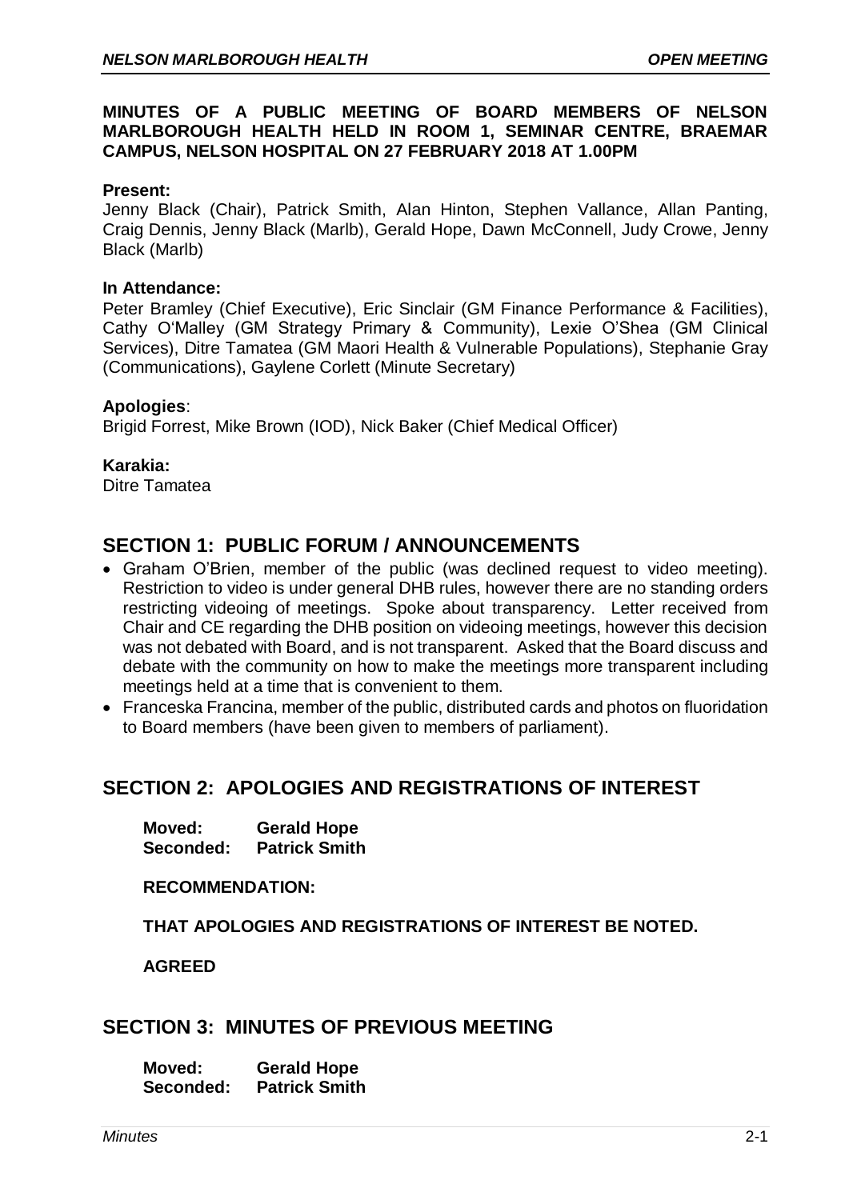**MINUTES OF A PUBLIC MEETING OF BOARD MEMBERS OF NELSON MARLBOROUGH HEALTH HELD IN ROOM 1, SEMINAR CENTRE, BRAEMAR CAMPUS, NELSON HOSPITAL ON 27 FEBRUARY 2018 AT 1.00PM**

**Present:**
Jenny Black (Chair), Patrick Smith, Alan Hinton, Stephen Vallance, Allan Panting, Craig Dennis, Jenny Black (Marlb), Gerald Hope, Dawn McConnell, Judy Crowe, Jenny Black (Marlb)

**In Attendance:**
Peter Bramley (Chief Executive), Eric Sinclair (GM Finance Performance & Facilities), Cathy O'Malley (GM Strategy Primary & Community), Lexie O'Shea (GM Clinical Services), Ditre Tamatea (GM Maori Health & Vulnerable Populations), Stephanie Gray (Communications), Gaylene Corlett (Minute Secretary)

**Apologies**:
Brigid Forrest, Mike Brown (IOD), Nick Baker (Chief Medical Officer)

**Karakia:**
Ditre Tamatea

## SECTION 1: PUBLIC FORUM / ANNOUNCEMENTS

- Graham O'Brien, member of the public (was declined request to video meeting). Restriction to video is under general DHB rules, however there are no standing orders restricting videoing of meetings. Spoke about transparency. Letter received from Chair and CE regarding the DHB position on videoing meetings, however this decision was not debated with Board, and is not transparent. Asked that the Board discuss and debate with the community on how to make the meetings more transparent including meetings held at a time that is convenient to them.
- Franceska Francina, member of the public, distributed cards and photos on fluoridation to Board members (have been given to members of parliament).

## SECTION 2: APOLOGIES AND REGISTRATIONS OF INTEREST

**Moved: Gerald Hope**
**Seconded: Patrick Smith**

**RECOMMENDATION:**

**THAT APOLOGIES AND REGISTRATIONS OF INTEREST BE NOTED.**

**AGREED**

## SECTION 3: MINUTES OF PREVIOUS MEETING

**Moved: Gerald Hope**
**Seconded: Patrick Smith**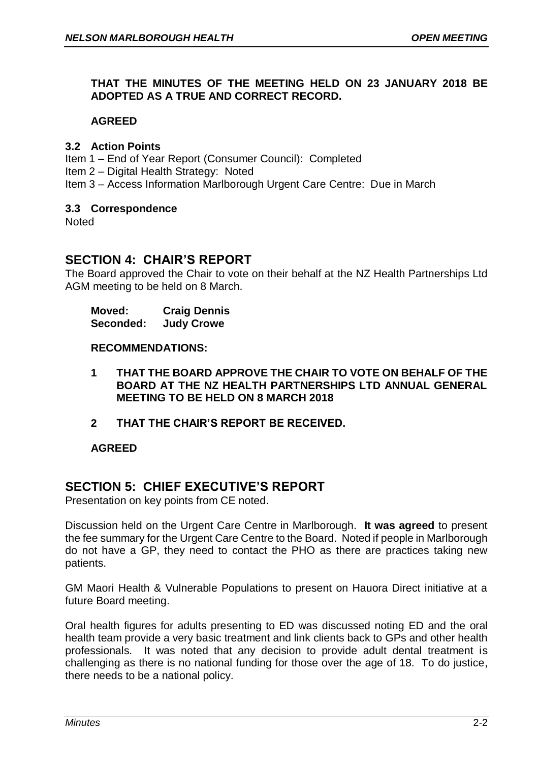**THAT THE MINUTES OF THE MEETING HELD ON 23 JANUARY 2018 BE ADOPTED AS A TRUE AND CORRECT RECORD.**

**AGREED**

### 3.2 Action Points

Item 1 – End of Year Report (Consumer Council): Completed
Item 2 – Digital Health Strategy: Noted
Item 3 – Access Information Marlborough Urgent Care Centre: Due in March

### 3.3 Correspondence

Noted

## SECTION 4: CHAIR'S REPORT

The Board approved the Chair to vote on their behalf at the NZ Health Partnerships Ltd AGM meeting to be held on 8 March.

**Moved: Craig Dennis**
**Seconded: Judy Crowe**

**RECOMMENDATIONS:**

1. **THAT THE BOARD APPROVE THE CHAIR TO VOTE ON BEHALF OF THE BOARD AT THE NZ HEALTH PARTNERSHIPS LTD ANNUAL GENERAL MEETING TO BE HELD ON 8 MARCH 2018**

2. **THAT THE CHAIR'S REPORT BE RECEIVED.**

**AGREED**

## SECTION 5: CHIEF EXECUTIVE'S REPORT

Presentation on key points from CE noted.

Discussion held on the Urgent Care Centre in Marlborough. **It was agreed** to present the fee summary for the Urgent Care Centre to the Board. Noted if people in Marlborough do not have a GP, they need to contact the PHO as there are practices taking new patients.

GM Maori Health & Vulnerable Populations to present on Hauora Direct initiative at a future Board meeting.

Oral health figures for adults presenting to ED was discussed noting ED and the oral health team provide a very basic treatment and link clients back to GPs and other health professionals. It was noted that any decision to provide adult dental treatment is challenging as there is no national funding for those over the age of 18. To do justice, there needs to be a national policy.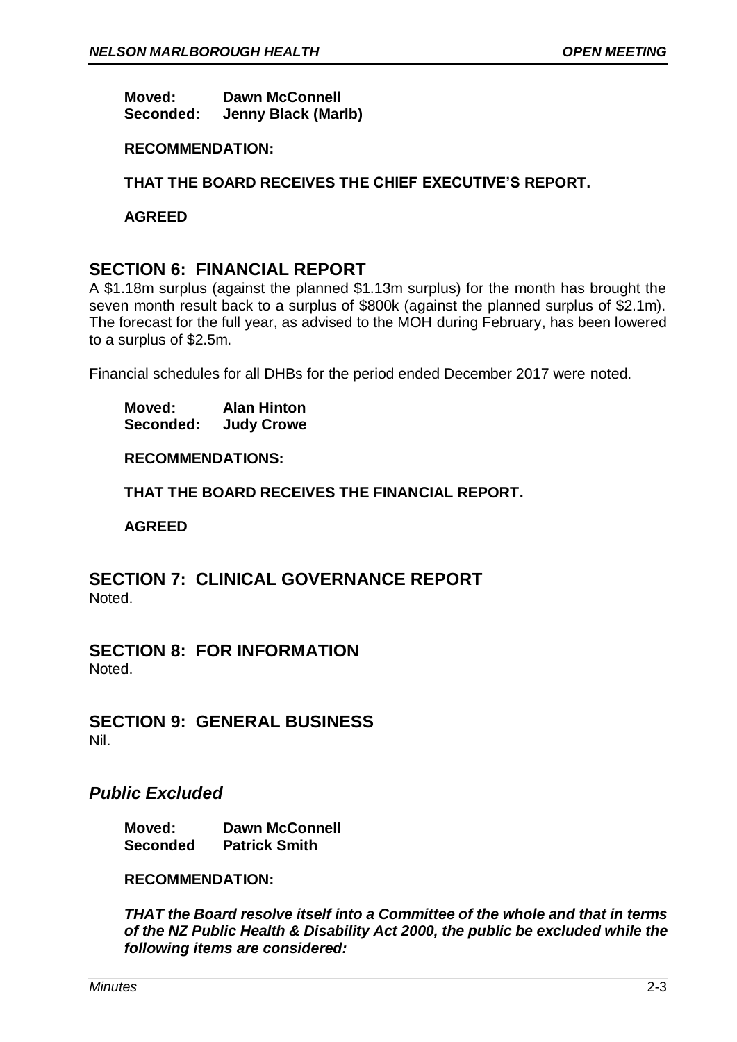**Moved:** **Dawn McConnell**
**Seconded:** **Jenny Black (Marlb)**

**RECOMMENDATION:**

**THAT THE BOARD RECEIVES THE CHIEF EXECUTIVE'S REPORT.**

**AGREED**

## SECTION 6: FINANCIAL REPORT

A $1.18m surplus (against the planned $1.13m surplus) for the month has brought the seven month result back to a surplus of $800k (against the planned surplus of $2.1m). The forecast for the full year, as advised to the MOH during February, has been lowered to a surplus of $2.5m.

Financial schedules for all DHBs for the period ended December 2017 were noted.

**Moved:** **Alan Hinton**
**Seconded:** **Judy Crowe**

**RECOMMENDATIONS:**

**THAT THE BOARD RECEIVES THE FINANCIAL REPORT.**

**AGREED**

## SECTION 7: CLINICAL GOVERNANCE REPORT

Noted.

## SECTION 8: FOR INFORMATION

Noted.

## SECTION 9: GENERAL BUSINESS

Nil.

## *Public Excluded*

**Moved:** **Dawn McConnell**
**Seconded** **Patrick Smith**

**RECOMMENDATION:**

***THAT the Board resolve itself into a Committee of the whole and that in terms of the NZ Public Health & Disability Act 2000, the public be excluded while the following items are considered:***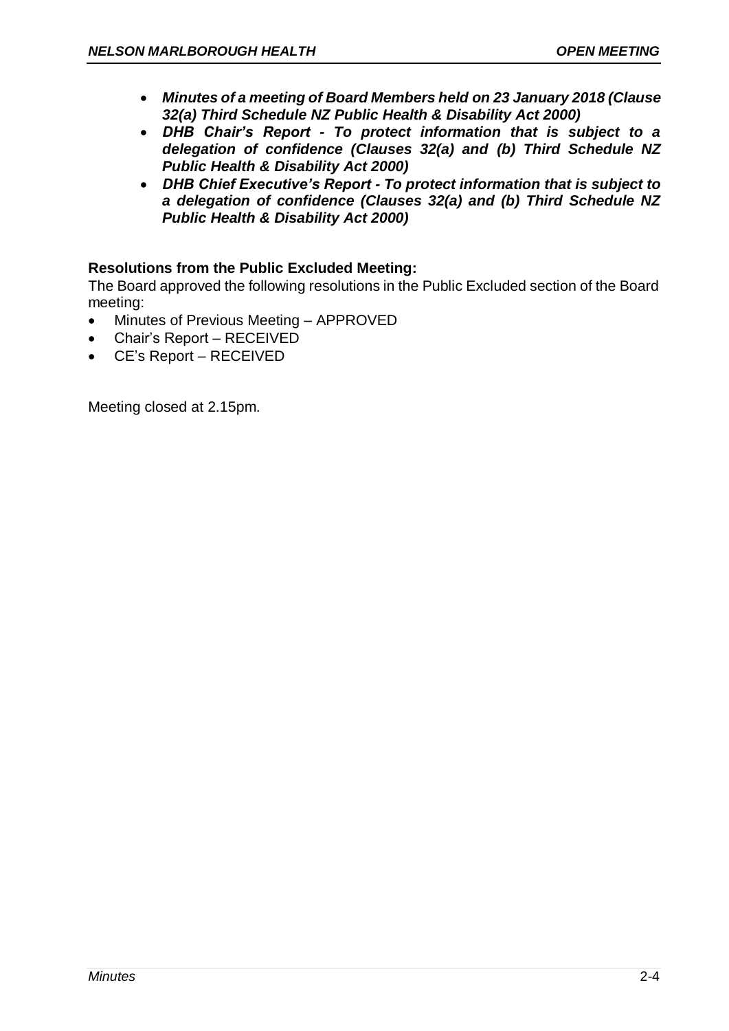- ***Minutes of a meeting of Board Members held on 23 January 2018 (Clause 32(a) Third Schedule NZ Public Health & Disability Act 2000)***
- ***DHB Chair's Report - To protect information that is subject to a delegation of confidence (Clauses 32(a) and (b) Third Schedule NZ Public Health & Disability Act 2000)***
- ***DHB Chief Executive's Report - To protect information that is subject to a delegation of confidence (Clauses 32(a) and (b) Third Schedule NZ Public Health & Disability Act 2000)***

**Resolutions from the Public Excluded Meeting:**
The Board approved the following resolutions in the Public Excluded section of the Board meeting:

- Minutes of Previous Meeting – APPROVED
- Chair's Report – RECEIVED
- CE's Report – RECEIVED

Meeting closed at 2.15pm.